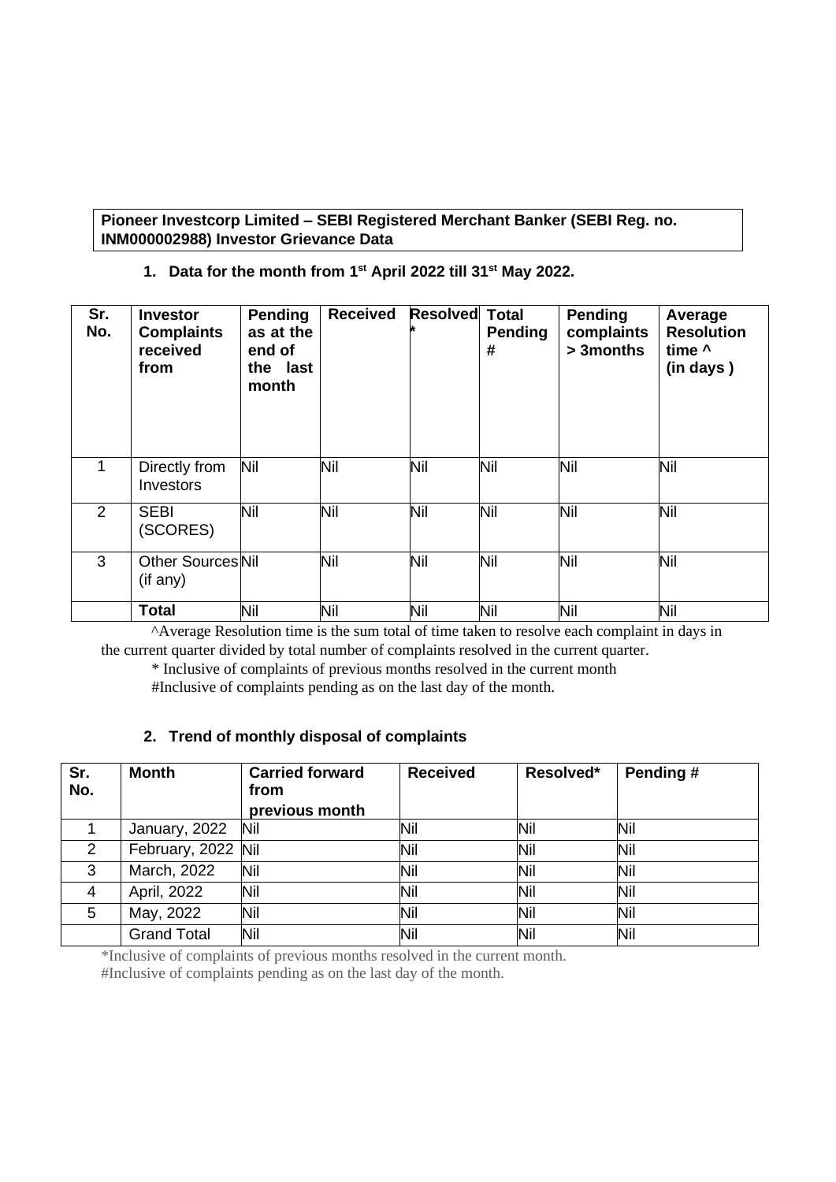**Pioneer Investcorp Limited – SEBI Registered Merchant Banker (SEBI Reg. no. INM000002988) Investor Grievance Data**

## 1. Data for the month from 1st April 2022 till 31st May 2022.

| Sr. No. | Investor Complaints received from | Pending as at the end of the last month | Received | Resolved * | Total Pending # | Pending complaints > 3months | Average Resolution time ^ (in days ) |
|---|---|---|---|---|---|---|---|
| 1 | Directly from Investors | Nil | Nil | Nil | Nil | Nil | Nil |
| 2 | SEBI (SCORES) | Nil | Nil | Nil | Nil | Nil | Nil |
| 3 | Other Sources (if any) | Nil | Nil | Nil | Nil | Nil | Nil |
| | **Total** | Nil | Nil | Nil | Nil | Nil | Nil |

^Average Resolution time is the sum total of time taken to resolve each complaint in days in the current quarter divided by total number of complaints resolved in the current quarter.

* Inclusive of complaints of previous months resolved in the current month

#Inclusive of complaints pending as on the last day of the month.

## 2. Trend of monthly disposal of complaints

| Sr. No. | Month | Carried forward from previous month | Received | Resolved* | Pending # |
|---|---|---|---|---|---|
| 1 | January, 2022 | Nil | Nil | Nil | Nil |
| 2 | February, 2022 | Nil | Nil | Nil | Nil |
| 3 | March, 2022 | Nil | Nil | Nil | Nil |
| 4 | April, 2022 | Nil | Nil | Nil | Nil |
| 5 | May, 2022 | Nil | Nil | Nil | Nil |
| | Grand Total | Nil | Nil | Nil | Nil |

*Inclusive of complaints of previous months resolved in the current month.

#Inclusive of complaints pending as on the last day of the month.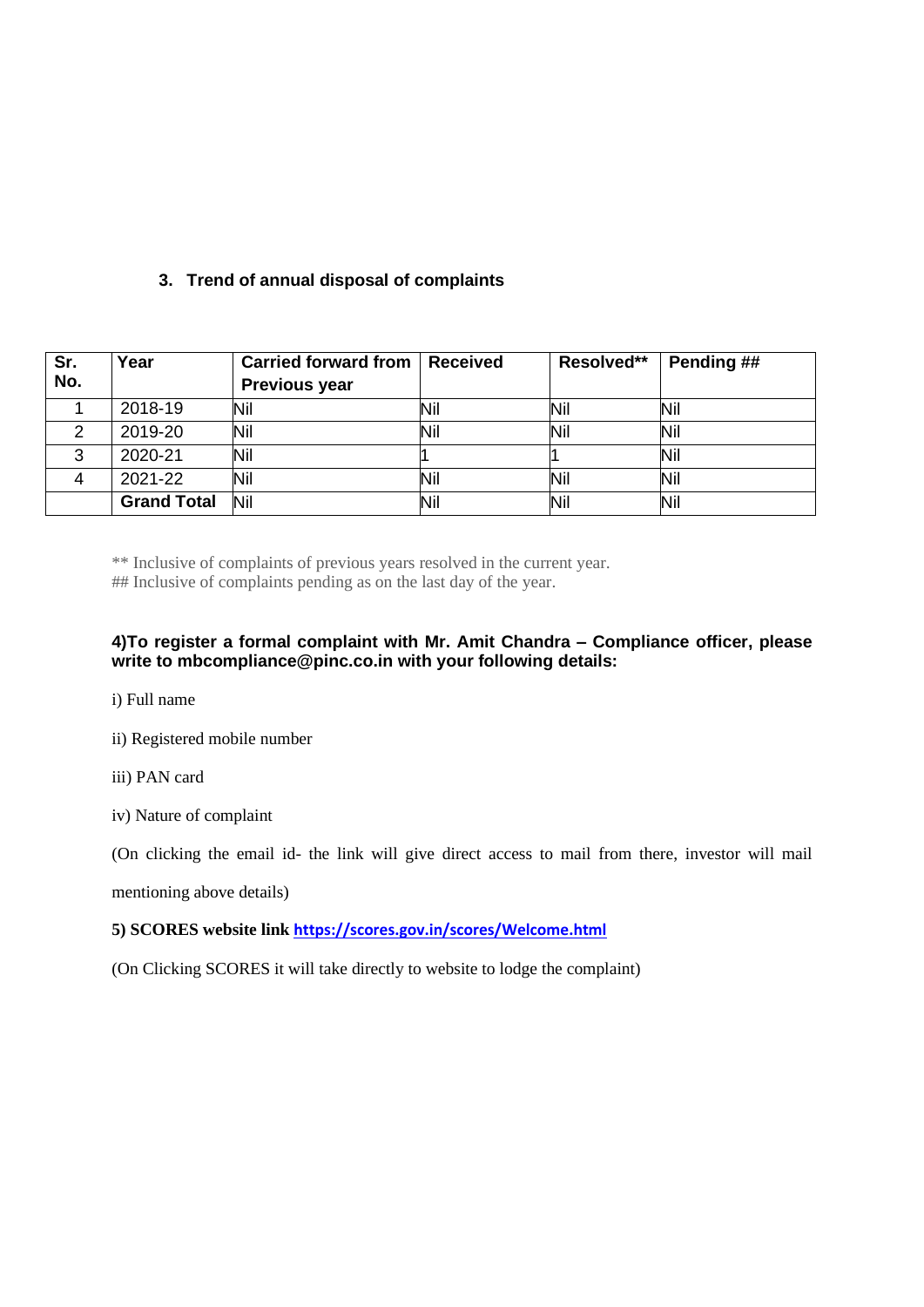### 3. Trend of annual disposal of complaints

| Sr. No. | Year | Carried forward from Previous year | Received | Resolved** | Pending ## |
|---|---|---|---|---|---|
| 1 | 2018-19 | Nil | Nil | Nil | Nil |
| 2 | 2019-20 | Nil | Nil | Nil | Nil |
| 3 | 2020-21 | Nil | 1 | 1 | Nil |
| 4 | 2021-22 | Nil | Nil | Nil | Nil |
| | **Grand Total** | Nil | Nil | Nil | Nil |

** Inclusive of complaints of previous years resolved in the current year.
## Inclusive of complaints pending as on the last day of the year.

**4)To register a formal complaint with Mr. Amit Chandra – Compliance officer, please write to mbcompliance@pinc.co.in with your following details:**

i) Full name

ii) Registered mobile number

iii) PAN card

iv) Nature of complaint

(On clicking the email id- the link will give direct access to mail from there, investor will mail mentioning above details)

**5) SCORES website link https://scores.gov.in/scores/Welcome.html**

(On Clicking SCORES it will take directly to website to lodge the complaint)